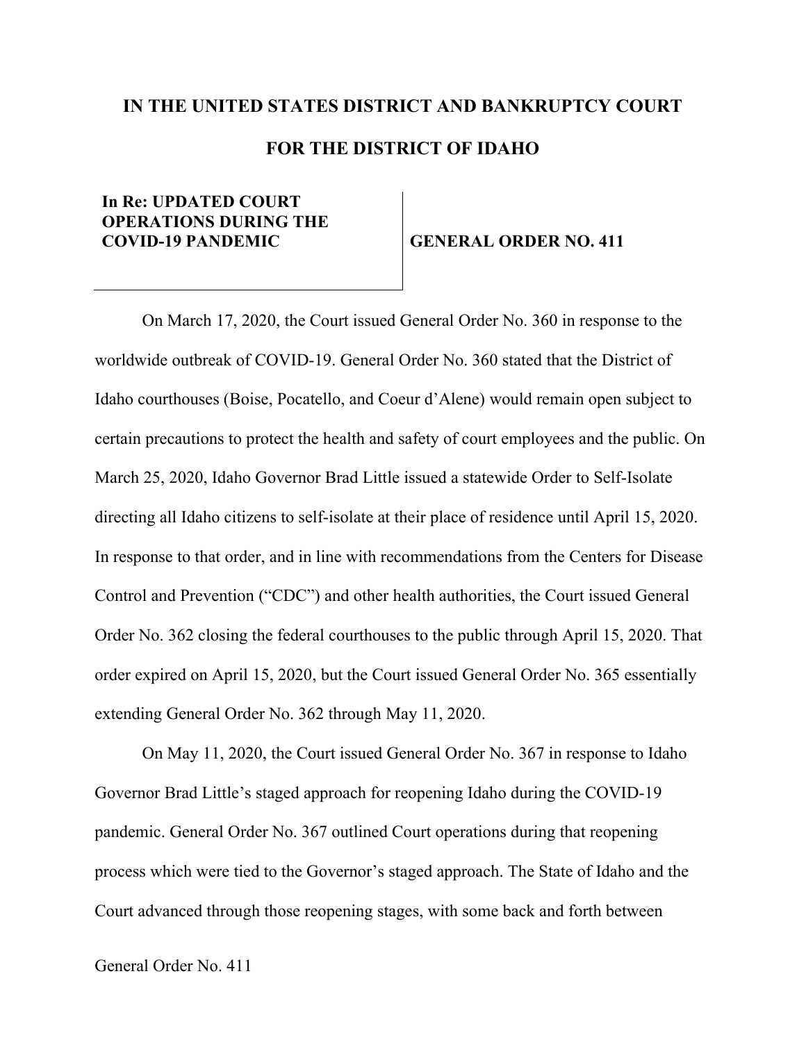# IN THE UNITED STATES DISTRICT AND BANKRUPTCY COURT

# FOR THE DISTRICT OF IDAHO

| In Re: UPDATED COURT OPERATIONS DURING THE COVID-19 PANDEMIC | GENERAL ORDER NO. 411 |
| --- | --- |

On March 17, 2020, the Court issued General Order No. 360 in response to the worldwide outbreak of COVID-19. General Order No. 360 stated that the District of Idaho courthouses (Boise, Pocatello, and Coeur d'Alene) would remain open subject to certain precautions to protect the health and safety of court employees and the public. On March 25, 2020, Idaho Governor Brad Little issued a statewide Order to Self-Isolate directing all Idaho citizens to self-isolate at their place of residence until April 15, 2020. In response to that order, and in line with recommendations from the Centers for Disease Control and Prevention ("CDC") and other health authorities, the Court issued General Order No. 362 closing the federal courthouses to the public through April 15, 2020. That order expired on April 15, 2020, but the Court issued General Order No. 365 essentially extending General Order No. 362 through May 11, 2020.

On May 11, 2020, the Court issued General Order No. 367 in response to Idaho Governor Brad Little's staged approach for reopening Idaho during the COVID-19 pandemic. General Order No. 367 outlined Court operations during that reopening process which were tied to the Governor's staged approach. The State of Idaho and the Court advanced through those reopening stages, with some back and forth between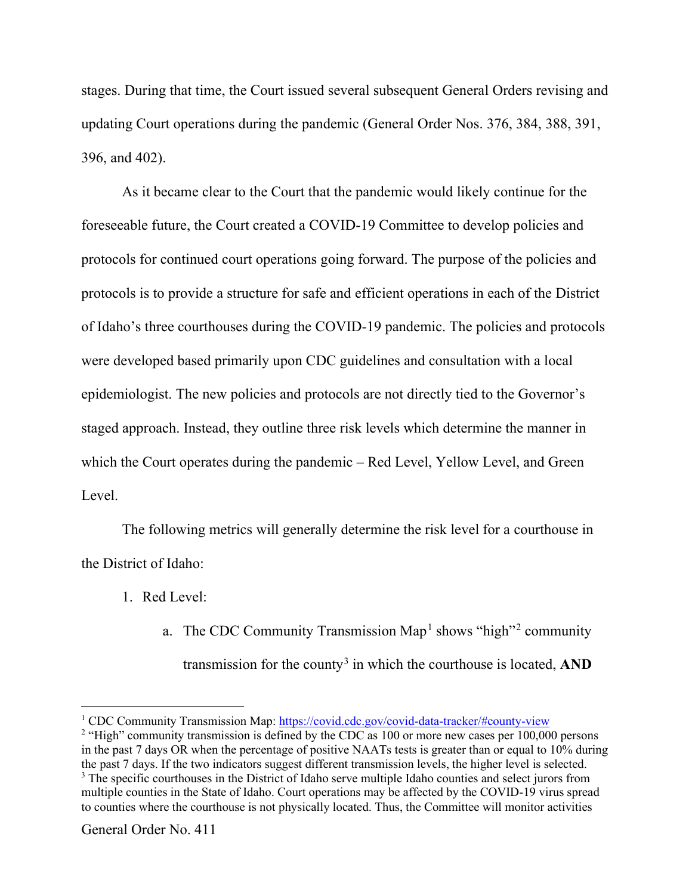stages. During that time, the Court issued several subsequent General Orders revising and updating Court operations during the pandemic (General Order Nos. 376, 384, 388, 391, 396, and 402).

As it became clear to the Court that the pandemic would likely continue for the foreseeable future, the Court created a COVID-19 Committee to develop policies and protocols for continued court operations going forward. The purpose of the policies and protocols is to provide a structure for safe and efficient operations in each of the District of Idaho's three courthouses during the COVID-19 pandemic. The policies and protocols were developed based primarily upon CDC guidelines and consultation with a local epidemiologist. The new policies and protocols are not directly tied to the Governor's staged approach. Instead, they outline three risk levels which determine the manner in which the Court operates during the pandemic – Red Level, Yellow Level, and Green Level.

The following metrics will generally determine the risk level for a courthouse in the District of Idaho:

1. Red Level:
   a. The CDC Community Transmission Map[1] shows "high"[2] community transmission for the county[3] in which the courthouse is located, **AND**

---

[1] CDC Community Transmission Map: https://covid.cdc.gov/covid-data-tracker/#county-view

[2] "High" community transmission is defined by the CDC as 100 or more new cases per 100,000 persons in the past 7 days OR when the percentage of positive NAATs tests is greater than or equal to 10% during the past 7 days. If the two indicators suggest different transmission levels, the higher level is selected.

[3] The specific courthouses in the District of Idaho serve multiple Idaho counties and select jurors from multiple counties in the State of Idaho. Court operations may be affected by the COVID-19 virus spread to counties where the courthouse is not physically located. Thus, the Committee will monitor activities

General Order No. 411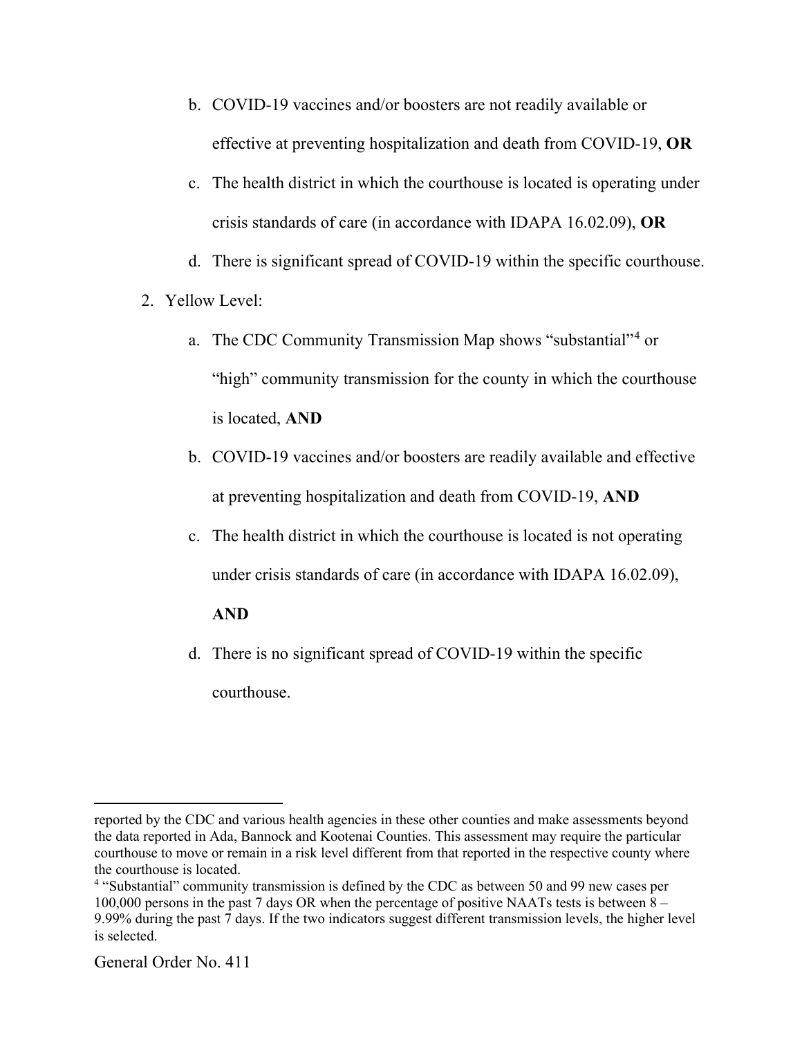b. COVID-19 vaccines and/or boosters are not readily available or effective at preventing hospitalization and death from COVID-19, **OR**

c. The health district in which the courthouse is located is operating under crisis standards of care (in accordance with IDAPA 16.02.09), **OR**

d. There is significant spread of COVID-19 within the specific courthouse.

2. Yellow Level:

   a. The CDC Community Transmission Map shows "substantial"[4] or "high" community transmission for the county in which the courthouse is located, **AND**

   b. COVID-19 vaccines and/or boosters are readily available and effective at preventing hospitalization and death from COVID-19, **AND**

   c. The health district in which the courthouse is located is not operating under crisis standards of care (in accordance with IDAPA 16.02.09), **AND**

   d. There is no significant spread of COVID-19 within the specific courthouse.

---

reported by the CDC and various health agencies in these other counties and make assessments beyond the data reported in Ada, Bannock and Kootenai Counties. This assessment may require the particular courthouse to move or remain in a risk level different from that reported in the respective county where the courthouse is located.

[4] "Substantial" community transmission is defined by the CDC as between 50 and 99 new cases per 100,000 persons in the past 7 days OR when the percentage of positive NAATs tests is between 8 – 9.99% during the past 7 days. If the two indicators suggest different transmission levels, the higher level is selected.

General Order No. 411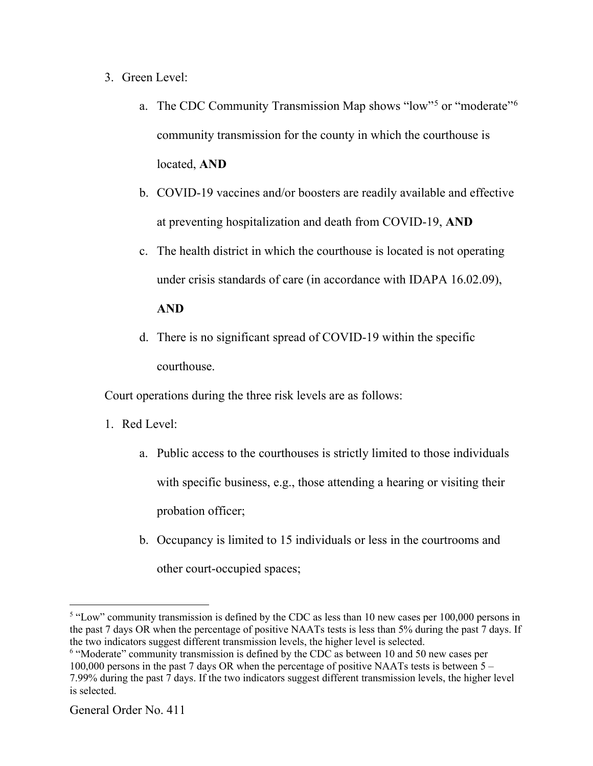3. Green Level:

    a. The CDC Community Transmission Map shows "low"[5] or "moderate"[6] community transmission for the county in which the courthouse is located, **AND**

    b. COVID-19 vaccines and/or boosters are readily available and effective at preventing hospitalization and death from COVID-19, **AND**

    c. The health district in which the courthouse is located is not operating under crisis standards of care (in accordance with IDAPA 16.02.09), **AND**

    d. There is no significant spread of COVID-19 within the specific courthouse.

Court operations during the three risk levels are as follows:

1. Red Level:

    a. Public access to the courthouses is strictly limited to those individuals with specific business, e.g., those attending a hearing or visiting their probation officer;

    b. Occupancy is limited to 15 individuals or less in the courtrooms and other court-occupied spaces;

---

[5] "Low" community transmission is defined by the CDC as less than 10 new cases per 100,000 persons in the past 7 days OR when the percentage of positive NAATs tests is less than 5% during the past 7 days. If the two indicators suggest different transmission levels, the higher level is selected.

[6] "Moderate" community transmission is defined by the CDC as between 10 and 50 new cases per 100,000 persons in the past 7 days OR when the percentage of positive NAATs tests is between 5 – 7.99% during the past 7 days. If the two indicators suggest different transmission levels, the higher level is selected.

General Order No. 411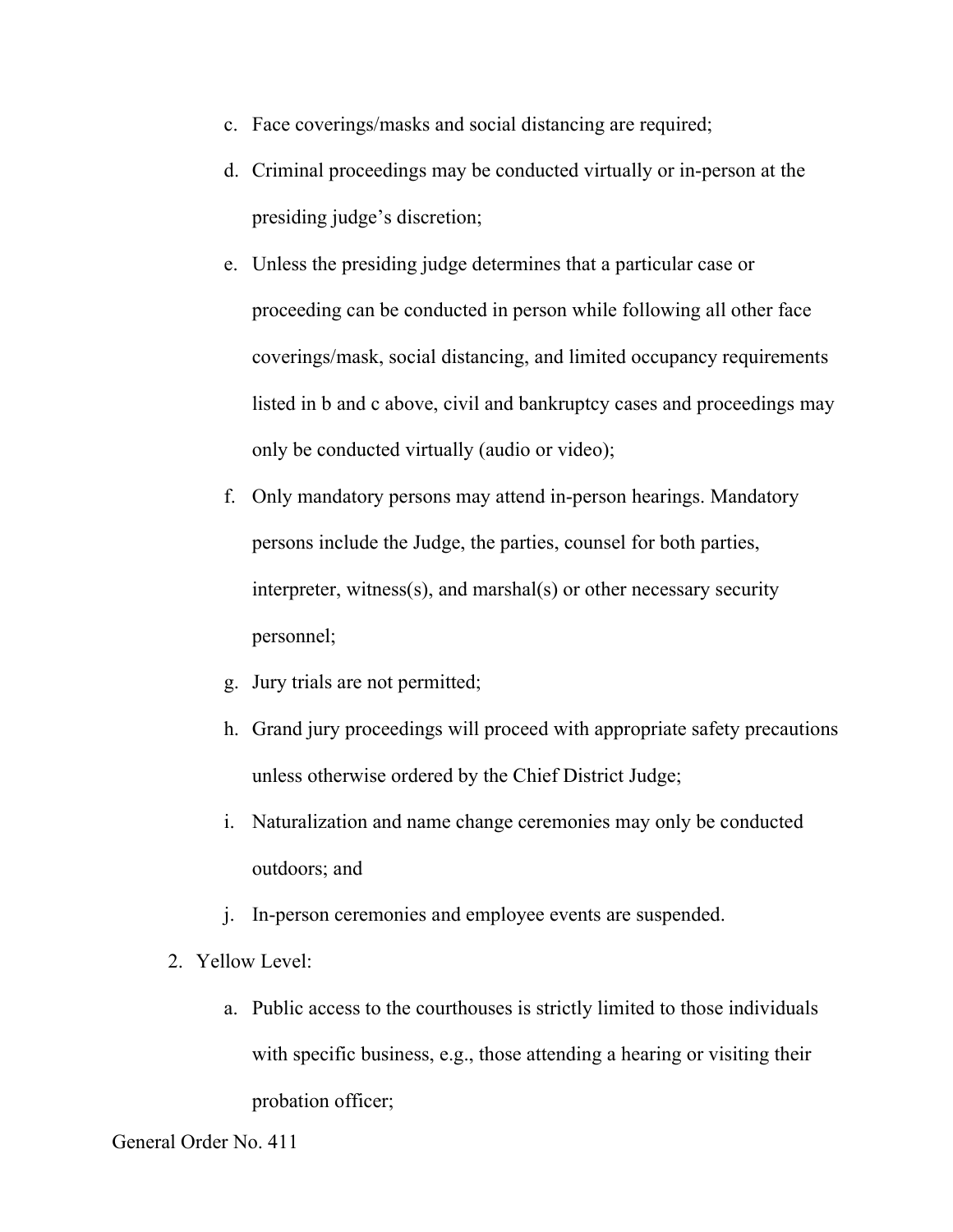c. Face coverings/masks and social distancing are required;

d. Criminal proceedings may be conducted virtually or in-person at the presiding judge's discretion;

e. Unless the presiding judge determines that a particular case or proceeding can be conducted in person while following all other face coverings/mask, social distancing, and limited occupancy requirements listed in b and c above, civil and bankruptcy cases and proceedings may only be conducted virtually (audio or video);

f. Only mandatory persons may attend in-person hearings. Mandatory persons include the Judge, the parties, counsel for both parties, interpreter, witness(s), and marshal(s) or other necessary security personnel;

g. Jury trials are not permitted;

h. Grand jury proceedings will proceed with appropriate safety precautions unless otherwise ordered by the Chief District Judge;

i. Naturalization and name change ceremonies may only be conducted outdoors; and

j. In-person ceremonies and employee events are suspended.

2. Yellow Level:

   a. Public access to the courthouses is strictly limited to those individuals with specific business, e.g., those attending a hearing or visiting their probation officer;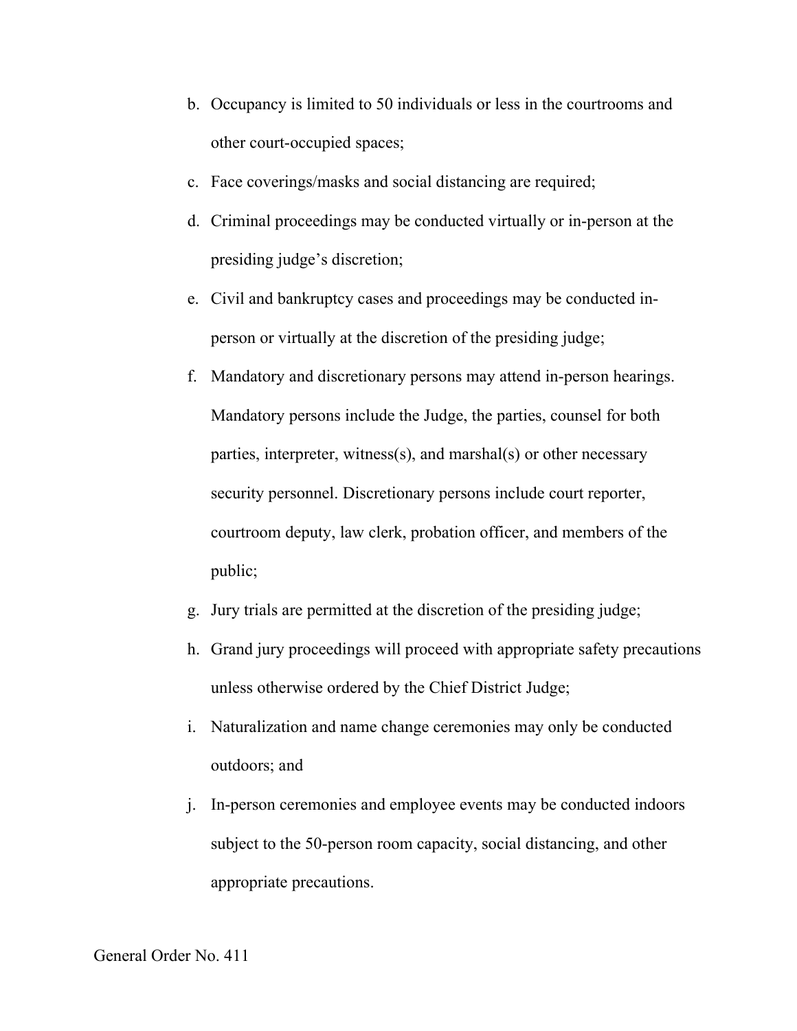b. Occupancy is limited to 50 individuals or less in the courtrooms and other court-occupied spaces;

c. Face coverings/masks and social distancing are required;

d. Criminal proceedings may be conducted virtually or in-person at the presiding judge's discretion;

e. Civil and bankruptcy cases and proceedings may be conducted in-person or virtually at the discretion of the presiding judge;

f. Mandatory and discretionary persons may attend in-person hearings. Mandatory persons include the Judge, the parties, counsel for both parties, interpreter, witness(s), and marshal(s) or other necessary security personnel. Discretionary persons include court reporter, courtroom deputy, law clerk, probation officer, and members of the public;

g. Jury trials are permitted at the discretion of the presiding judge;

h. Grand jury proceedings will proceed with appropriate safety precautions unless otherwise ordered by the Chief District Judge;

i. Naturalization and name change ceremonies may only be conducted outdoors; and

j. In-person ceremonies and employee events may be conducted indoors subject to the 50-person room capacity, social distancing, and other appropriate precautions.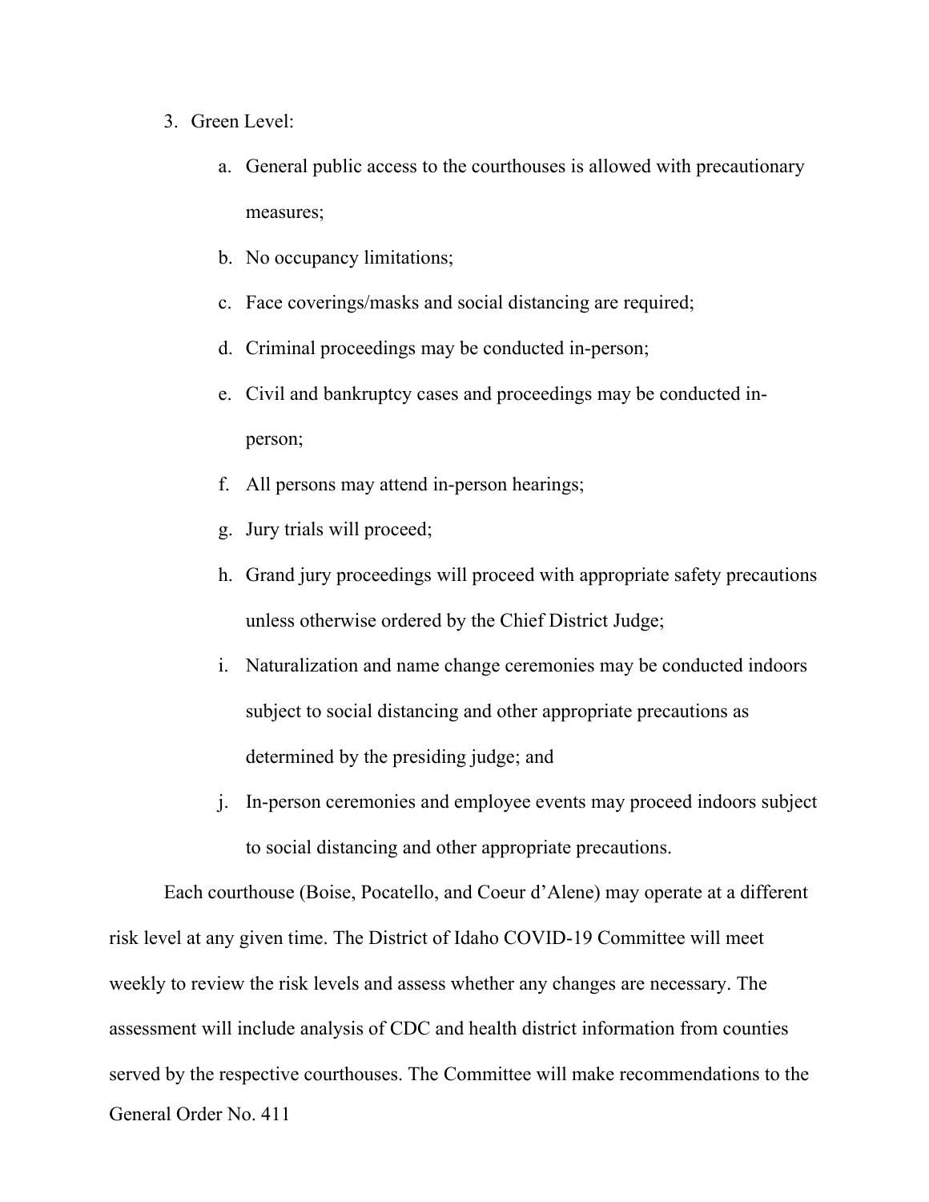3. Green Level:
    a. General public access to the courthouses is allowed with precautionary measures;
    b. No occupancy limitations;
    c. Face coverings/masks and social distancing are required;
    d. Criminal proceedings may be conducted in-person;
    e. Civil and bankruptcy cases and proceedings may be conducted in-person;
    f. All persons may attend in-person hearings;
    g. Jury trials will proceed;
    h. Grand jury proceedings will proceed with appropriate safety precautions unless otherwise ordered by the Chief District Judge;
    i. Naturalization and name change ceremonies may be conducted indoors subject to social distancing and other appropriate precautions as determined by the presiding judge; and
    j. In-person ceremonies and employee events may proceed indoors subject to social distancing and other appropriate precautions.

Each courthouse (Boise, Pocatello, and Coeur d'Alene) may operate at a different risk level at any given time. The District of Idaho COVID-19 Committee will meet weekly to review the risk levels and assess whether any changes are necessary. The assessment will include analysis of CDC and health district information from counties served by the respective courthouses. The Committee will make recommendations to the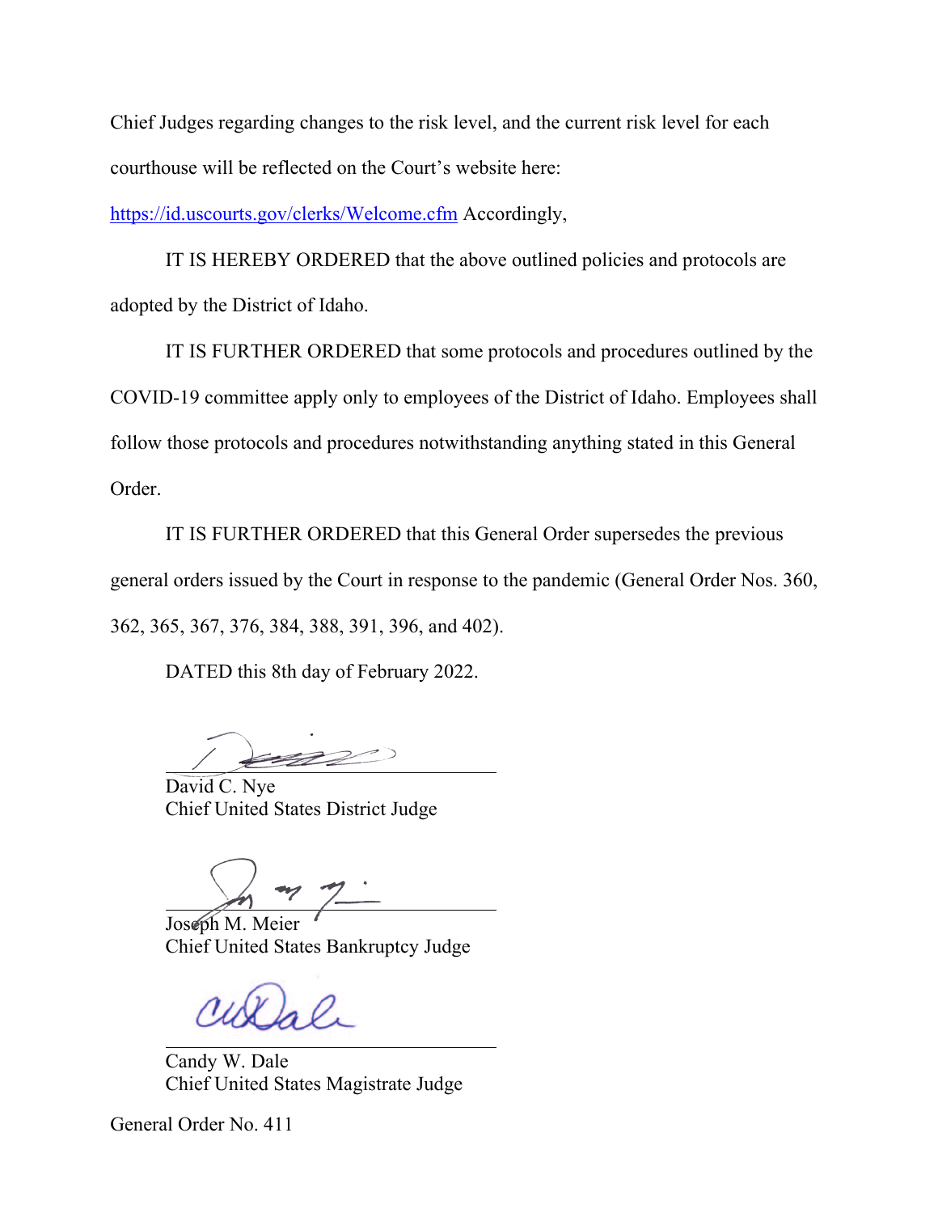Chief Judges regarding changes to the risk level, and the current risk level for each courthouse will be reflected on the Court's website here: https://id.uscourts.gov/clerks/Welcome.cfm Accordingly,

IT IS HEREBY ORDERED that the above outlined policies and protocols are adopted by the District of Idaho.

IT IS FURTHER ORDERED that some protocols and procedures outlined by the COVID-19 committee apply only to employees of the District of Idaho. Employees shall follow those protocols and procedures notwithstanding anything stated in this General Order.

IT IS FURTHER ORDERED that this General Order supersedes the previous general orders issued by the Court in response to the pandemic (General Order Nos. 360, 362, 365, 367, 376, 384, 388, 391, 396, and 402).

DATED this 8th day of February 2022.

David C. Nye
Chief United States District Judge

Joseph M. Meier
Chief United States Bankruptcy Judge

Candy W. Dale
Chief United States Magistrate Judge

General Order No. 411